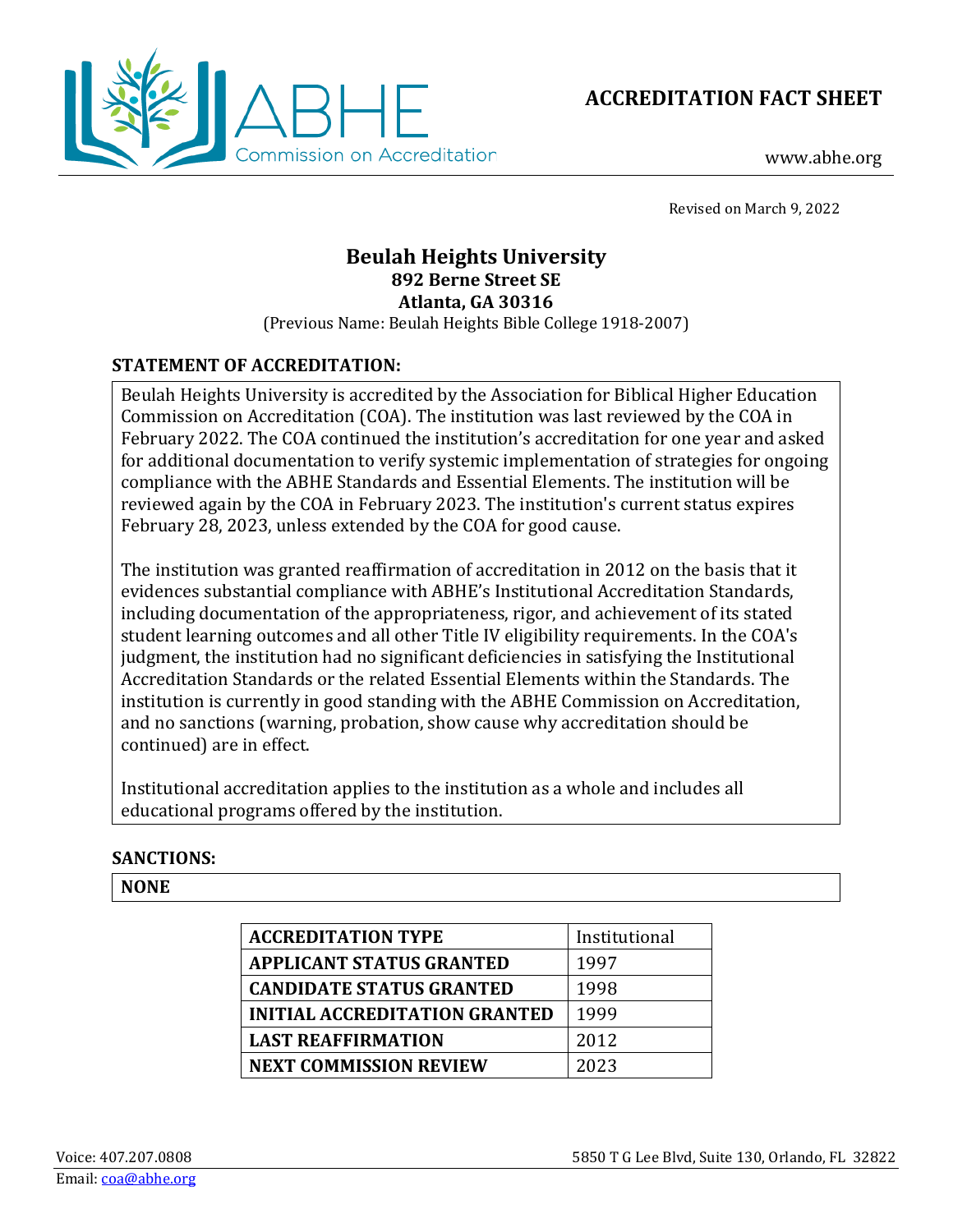ABHE Commission on Accreditation

# ACCREDITATION FACT SHEET

www.abhe.org

Revised on March 9, 2022

## Beulah Heights University
**892 Berne Street SE**
**Atlanta, GA 30316**
(Previous Name: Beulah Heights Bible College 1918-2007)

### STATEMENT OF ACCREDITATION:

Beulah Heights University is accredited by the Association for Biblical Higher Education Commission on Accreditation (COA). The institution was last reviewed by the COA in February 2022. The COA continued the institution's accreditation for one year and asked for additional documentation to verify systemic implementation of strategies for ongoing compliance with the ABHE Standards and Essential Elements. The institution will be reviewed again by the COA in February 2023. The institution's current status expires February 28, 2023, unless extended by the COA for good cause.

The institution was granted reaffirmation of accreditation in 2012 on the basis that it evidences substantial compliance with ABHE's Institutional Accreditation Standards, including documentation of the appropriateness, rigor, and achievement of its stated student learning outcomes and all other Title IV eligibility requirements. In the COA's judgment, the institution had no significant deficiencies in satisfying the Institutional Accreditation Standards or the related Essential Elements within the Standards. The institution is currently in good standing with the ABHE Commission on Accreditation, and no sanctions (warning, probation, show cause why accreditation should be continued) are in effect.

Institutional accreditation applies to the institution as a whole and includes all educational programs offered by the institution.

### SANCTIONS:

**NONE**

| | |
|---|---|
| **ACCREDITATION TYPE** | Institutional |
| **APPLICANT STATUS GRANTED** | 1997 |
| **CANDIDATE STATUS GRANTED** | 1998 |
| **INITIAL ACCREDITATION GRANTED** | 1999 |
| **LAST REAFFIRMATION** | 2012 |
| **NEXT COMMISSION REVIEW** | 2023 |

Voice: 407.207.0808
Email: coa@abhe.org

5850 T G Lee Blvd, Suite 130, Orlando, FL 32822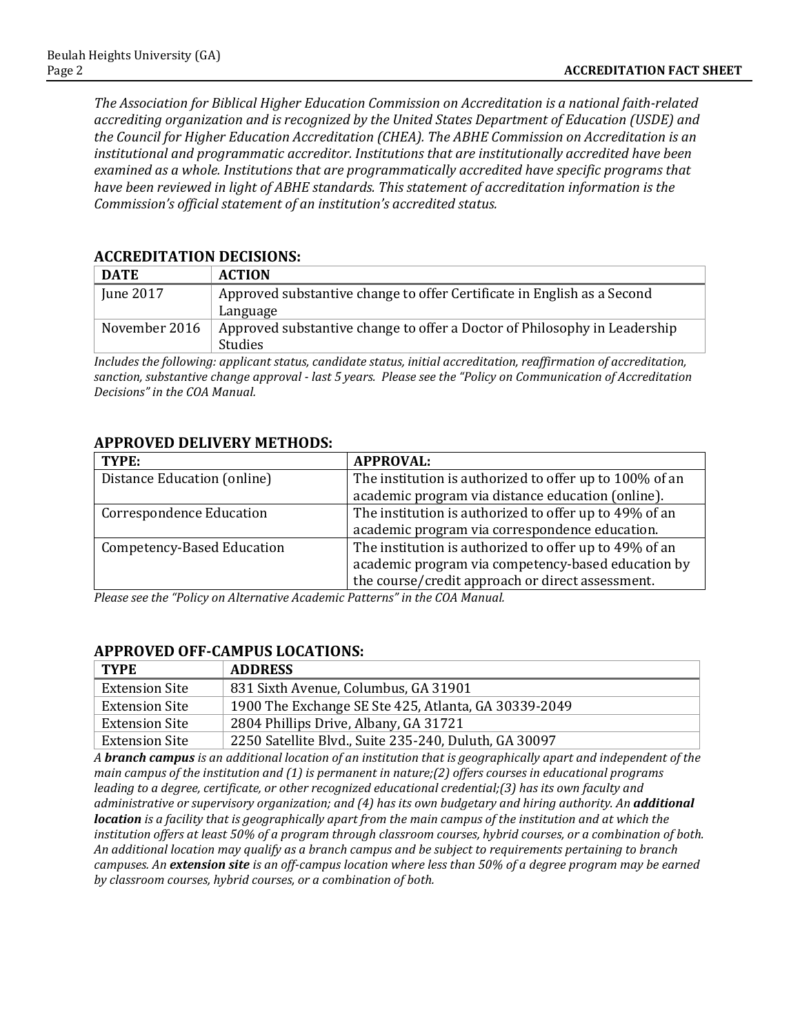*The Association for Biblical Higher Education Commission on Accreditation is a national faith-related accrediting organization and is recognized by the United States Department of Education (USDE) and the Council for Higher Education Accreditation (CHEA). The ABHE Commission on Accreditation is an institutional and programmatic accreditor. Institutions that are institutionally accredited have been examined as a whole. Institutions that are programmatically accredited have specific programs that have been reviewed in light of ABHE standards. This statement of accreditation information is the Commission's official statement of an institution's accredited status.*

## ACCREDITATION DECISIONS:

| DATE | ACTION |
| --- | --- |
| June 2017 | Approved substantive change to offer Certificate in English as a Second Language |
| November 2016 | Approved substantive change to offer a Doctor of Philosophy in Leadership Studies |

*Includes the following: applicant status, candidate status, initial accreditation, reaffirmation of accreditation, sanction, substantive change approval - last 5 years. Please see the "Policy on Communication of Accreditation Decisions" in the COA Manual.*

## APPROVED DELIVERY METHODS:

| TYPE: | APPROVAL: |
| --- | --- |
| Distance Education (online) | The institution is authorized to offer up to 100% of an academic program via distance education (online). |
| Correspondence Education | The institution is authorized to offer up to 49% of an academic program via correspondence education. |
| Competency-Based Education | The institution is authorized to offer up to 49% of an academic program via competency-based education by the course/credit approach or direct assessment. |

*Please see the "Policy on Alternative Academic Patterns" in the COA Manual.*

## APPROVED OFF-CAMPUS LOCATIONS:

| TYPE | ADDRESS |
| --- | --- |
| Extension Site | 831 Sixth Avenue, Columbus, GA 31901 |
| Extension Site | 1900 The Exchange SE Ste 425, Atlanta, GA 30339-2049 |
| Extension Site | 2804 Phillips Drive, Albany, GA 31721 |
| Extension Site | 2250 Satellite Blvd., Suite 235-240, Duluth, GA 30097 |

*A **branch campus** is an additional location of an institution that is geographically apart and independent of the main campus of the institution and (1) is permanent in nature;(2) offers courses in educational programs leading to a degree, certificate, or other recognized educational credential;(3) has its own faculty and administrative or supervisory organization; and (4) has its own budgetary and hiring authority. An **additional location** is a facility that is geographically apart from the main campus of the institution and at which the institution offers at least 50% of a program through classroom courses, hybrid courses, or a combination of both. An additional location may qualify as a branch campus and be subject to requirements pertaining to branch campuses. An **extension site** is an off-campus location where less than 50% of a degree program may be earned by classroom courses, hybrid courses, or a combination of both.*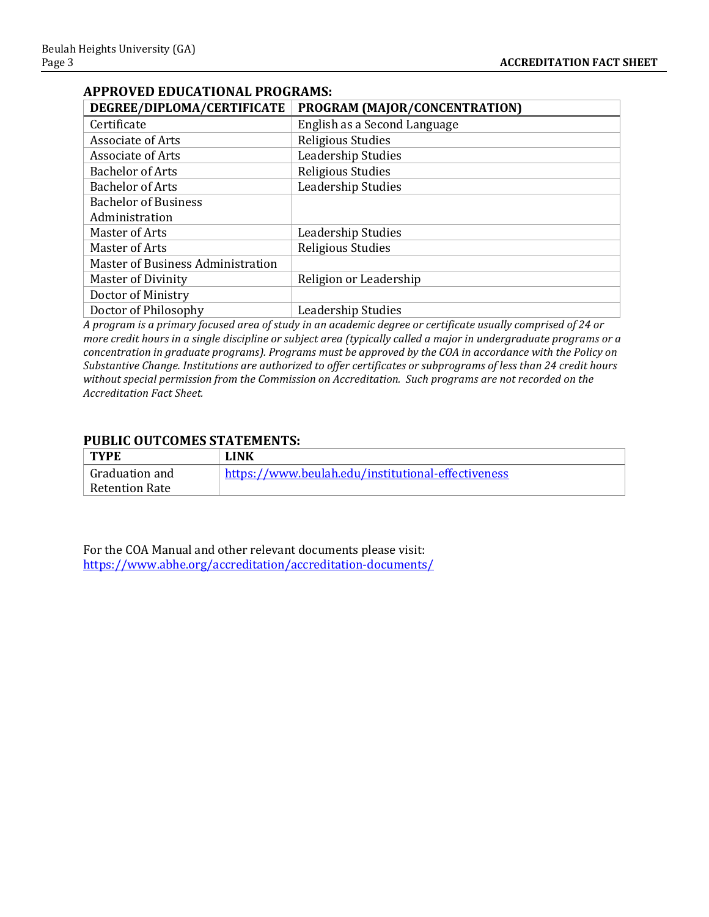## APPROVED EDUCATIONAL PROGRAMS:

| DEGREE/DIPLOMA/CERTIFICATE | PROGRAM (MAJOR/CONCENTRATION) |
|---|---|
| Certificate | English as a Second Language |
| Associate of Arts | Religious Studies |
| Associate of Arts | Leadership Studies |
| Bachelor of Arts | Religious Studies |
| Bachelor of Arts | Leadership Studies |
| Bachelor of Business Administration | |
| Master of Arts | Leadership Studies |
| Master of Arts | Religious Studies |
| Master of Business Administration | |
| Master of Divinity | Religion or Leadership |
| Doctor of Ministry | |
| Doctor of Philosophy | Leadership Studies |

*A program is a primary focused area of study in an academic degree or certificate usually comprised of 24 or more credit hours in a single discipline or subject area (typically called a major in undergraduate programs or a concentration in graduate programs). Programs must be approved by the COA in accordance with the Policy on Substantive Change. Institutions are authorized to offer certificates or subprograms of less than 24 credit hours without special permission from the Commission on Accreditation. Such programs are not recorded on the Accreditation Fact Sheet.*

## PUBLIC OUTCOMES STATEMENTS:

| TYPE | LINK |
|---|---|
| Graduation and Retention Rate | https://www.beulah.edu/institutional-effectiveness |

For the COA Manual and other relevant documents please visit:
https://www.abhe.org/accreditation/accreditation-documents/